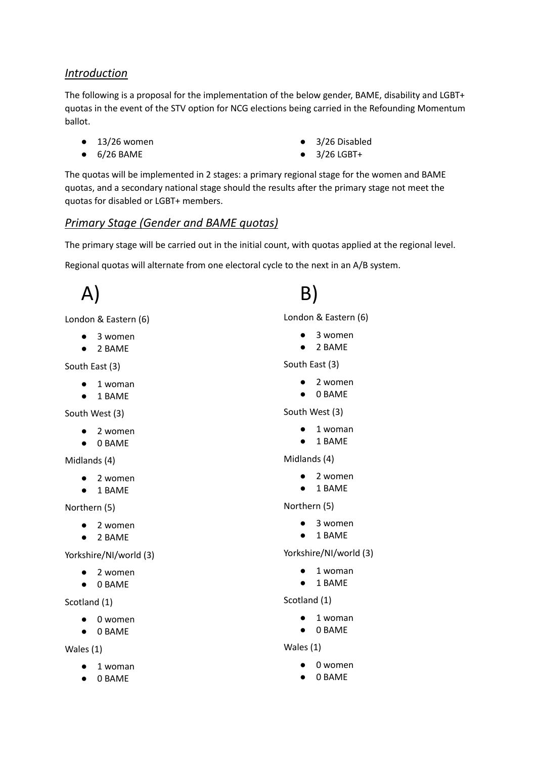## *Introduction*

The following is a proposal for the implementation of the below gender, BAME, disability and LGBT+ quotas in the event of the STV option for NCG elections being carried in the Refounding Momentum ballot.

- 13/26 women
- 6/26 BAME
- 3/26 Disabled
- 3/26 LGBT+

The quotas will be implemented in 2 stages: a primary regional stage for the women and BAME quotas, and a secondary national stage should the results after the primary stage not meet the quotas for disabled or LGBT+ members.

## *Primary Stage (Gender and BAME quotas)*

The primary stage will be carried out in the initial count, with quotas applied at the regional level.

Regional quotas will alternate from one electoral cycle to the next in an A/B system.

# A)

London & Eastern (6)

- 3 women
- 2 BAME

South East (3)

- 1 woman
- 1 BAME

South West (3)

- 2 women
- 0 BAME

Midlands (4)

- 2 women
- 1 BAME

Northern (5)

- 2 women
- 2 BAME

Yorkshire/NI/world (3)

- 2 women
- 0 BAME

Scotland (1)

- 0 women
- 0 BAME

Wales (1)

- 1 woman
- 0 BAME

# B)

London & Eastern (6)

- 3 women
- 2 BAME

South East (3)

- 2 women
- 0 BAME

South West (3)

- 1 woman
- 1 BAME

Midlands (4)

- 2 women
- 1 BAME

Northern (5)

- 3 women
- 1 BAME

Yorkshire/NI/world (3)

- 1 woman
- 1 BAME

Scotland (1)

- 1 woman
- 0 BAME

Wales (1)

- 0 women
- 0 BAME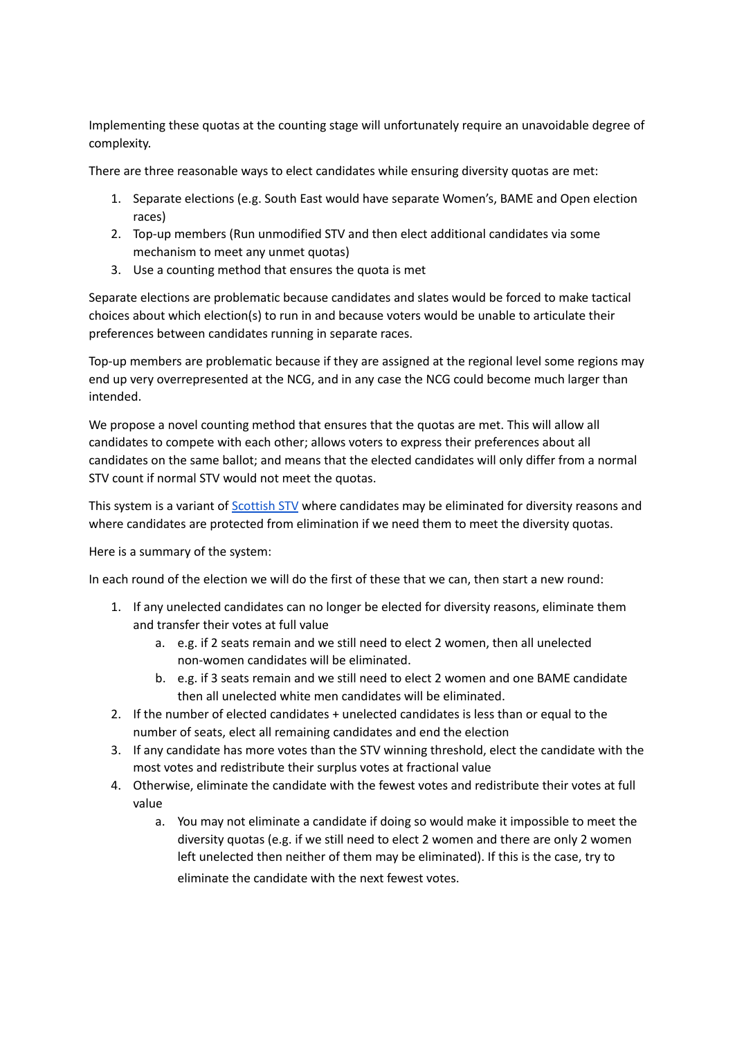Implementing these quotas at the counting stage will unfortunately require an unavoidable degree of complexity.

There are three reasonable ways to elect candidates while ensuring diversity quotas are met:

1. Separate elections (e.g. South East would have separate Women's, BAME and Open election races)
2. Top-up members (Run unmodified STV and then elect additional candidates via some mechanism to meet any unmet quotas)
3. Use a counting method that ensures the quota is met

Separate elections are problematic because candidates and slates would be forced to make tactical choices about which election(s) to run in and because voters would be unable to articulate their preferences between candidates running in separate races.

Top-up members are problematic because if they are assigned at the regional level some regions may end up very overrepresented at the NCG, and in any case the NCG could become much larger than intended.

We propose a novel counting method that ensures that the quotas are met. This will allow all candidates to compete with each other; allows voters to express their preferences about all candidates on the same ballot; and means that the elected candidates will only differ from a normal STV count if normal STV would not meet the quotas.

This system is a variant of [Scottish STV] where candidates may be eliminated for diversity reasons and where candidates are protected from elimination if we need them to meet the diversity quotas.

Here is a summary of the system:

In each round of the election we will do the first of these that we can, then start a new round:

1. If any unelected candidates can no longer be elected for diversity reasons, eliminate them and transfer their votes at full value
   a. e.g. if 2 seats remain and we still need to elect 2 women, then all unelected non-women candidates will be eliminated.
   b. e.g. if 3 seats remain and we still need to elect 2 women and one BAME candidate then all unelected white men candidates will be eliminated.
2. If the number of elected candidates + unelected candidates is less than or equal to the number of seats, elect all remaining candidates and end the election
3. If any candidate has more votes than the STV winning threshold, elect the candidate with the most votes and redistribute their surplus votes at fractional value
4. Otherwise, eliminate the candidate with the fewest votes and redistribute their votes at full value
   a. You may not eliminate a candidate if doing so would make it impossible to meet the diversity quotas (e.g. if we still need to elect 2 women and there are only 2 women left unelected then neither of them may be eliminated). If this is the case, try to eliminate the candidate with the next fewest votes.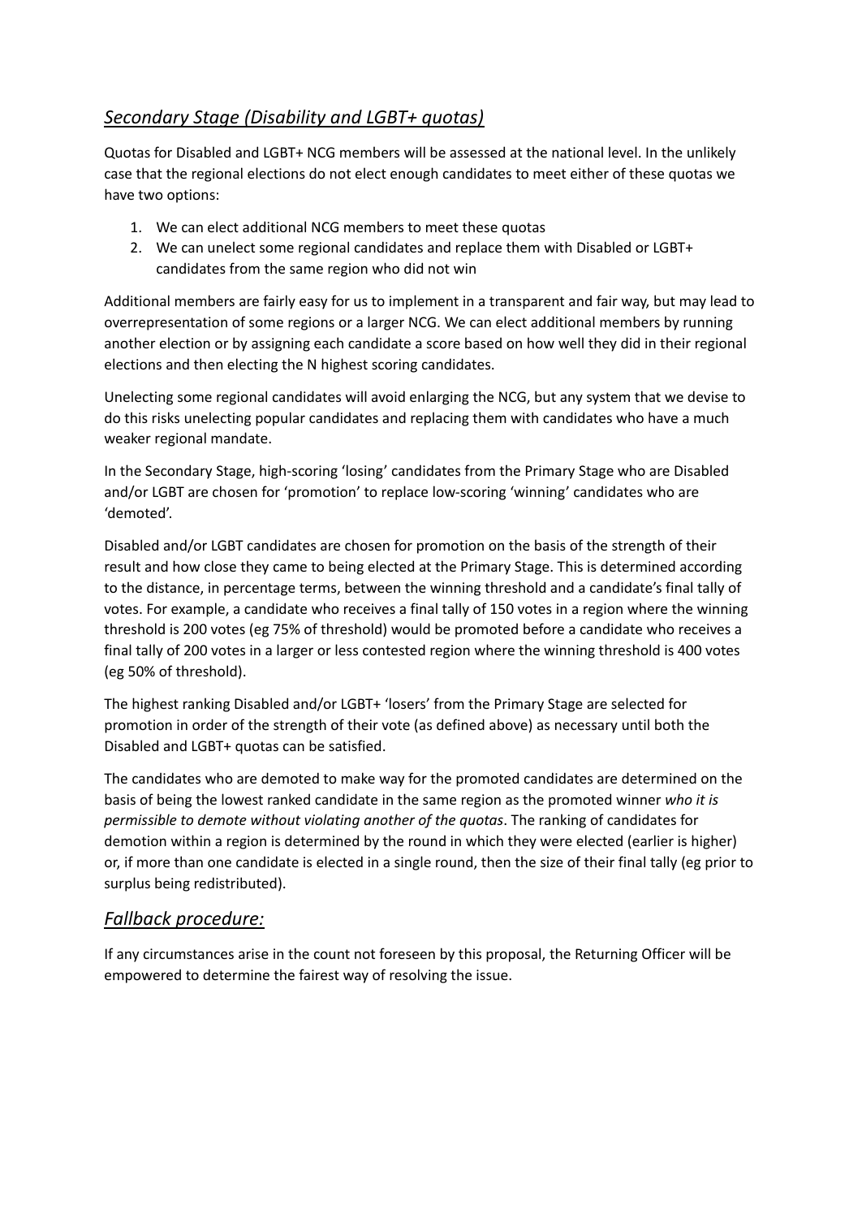## *Secondary Stage (Disability and LGBT+ quotas)*

Quotas for Disabled and LGBT+ NCG members will be assessed at the national level. In the unlikely case that the regional elections do not elect enough candidates to meet either of these quotas we have two options:

1. We can elect additional NCG members to meet these quotas
2. We can unelect some regional candidates and replace them with Disabled or LGBT+ candidates from the same region who did not win

Additional members are fairly easy for us to implement in a transparent and fair way, but may lead to overrepresentation of some regions or a larger NCG. We can elect additional members by running another election or by assigning each candidate a score based on how well they did in their regional elections and then electing the N highest scoring candidates.

Unelecting some regional candidates will avoid enlarging the NCG, but any system that we devise to do this risks unelecting popular candidates and replacing them with candidates who have a much weaker regional mandate.

In the Secondary Stage, high-scoring 'losing' candidates from the Primary Stage who are Disabled and/or LGBT are chosen for 'promotion' to replace low-scoring 'winning' candidates who are 'demoted'.

Disabled and/or LGBT candidates are chosen for promotion on the basis of the strength of their result and how close they came to being elected at the Primary Stage. This is determined according to the distance, in percentage terms, between the winning threshold and a candidate's final tally of votes. For example, a candidate who receives a final tally of 150 votes in a region where the winning threshold is 200 votes (eg 75% of threshold) would be promoted before a candidate who receives a final tally of 200 votes in a larger or less contested region where the winning threshold is 400 votes (eg 50% of threshold).

The highest ranking Disabled and/or LGBT+ 'losers' from the Primary Stage are selected for promotion in order of the strength of their vote (as defined above) as necessary until both the Disabled and LGBT+ quotas can be satisfied.

The candidates who are demoted to make way for the promoted candidates are determined on the basis of being the lowest ranked candidate in the same region as the promoted winner *who it is permissible to demote without violating another of the quotas*. The ranking of candidates for demotion within a region is determined by the round in which they were elected (earlier is higher) or, if more than one candidate is elected in a single round, then the size of their final tally (eg prior to surplus being redistributed).

## *Fallback procedure:*

If any circumstances arise in the count not foreseen by this proposal, the Returning Officer will be empowered to determine the fairest way of resolving the issue.